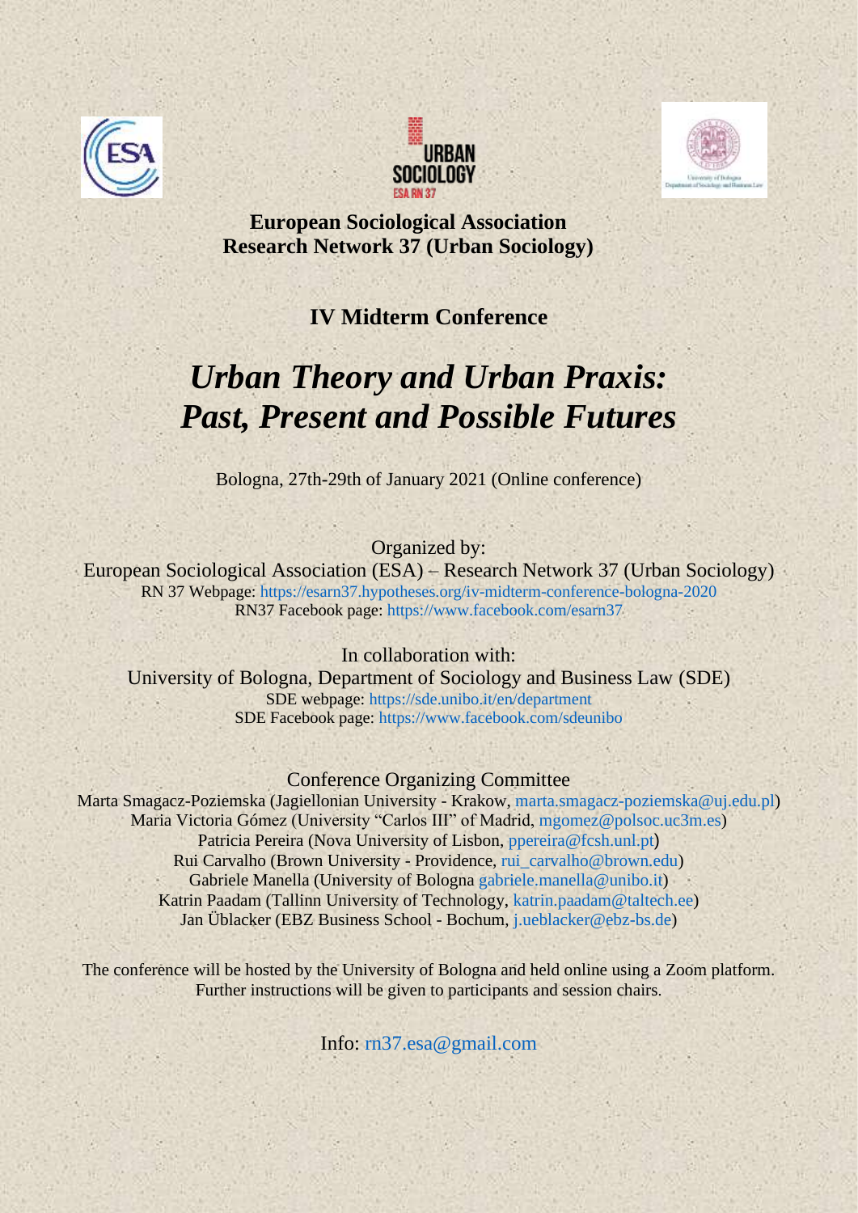**European Sociological Association**
**Research Network 37 (Urban Sociology)**

## IV Midterm Conference

# *Urban Theory and Urban Praxis: Past, Present and Possible Futures*

Bologna, 27th-29th of January 2021 (Online conference)

Organized by:
European Sociological Association (ESA) – Research Network 37 (Urban Sociology)
RN 37 Webpage: https://esarn37.hypotheses.org/iv-midterm-conference-bologna-2020
RN37 Facebook page: https://www.facebook.com/esarn37

In collaboration with:
University of Bologna, Department of Sociology and Business Law (SDE)
SDE webpage: https://sde.unibo.it/en/department
SDE Facebook page: https://www.facebook.com/sdeunibo

Conference Organizing Committee
Marta Smagacz-Poziemska (Jagiellonian University - Krakow, marta.smagacz-poziemska@uj.edu.pl)
Maria Victoria Gómez (University "Carlos III" of Madrid, mgomez@polsoc.uc3m.es)
Patricia Pereira (Nova University of Lisbon, ppereira@fcsh.unl.pt)
Rui Carvalho (Brown University - Providence, rui_carvalho@brown.edu)
Gabriele Manella (University of Bologna gabriele.manella@unibo.it)
Katrin Paadam (Tallinn University of Technology, katrin.paadam@taltech.ee)
Jan Üblacker (EBZ Business School - Bochum, j.ueblacker@ebz-bs.de)

The conference will be hosted by the University of Bologna and held online using a Zoom platform. Further instructions will be given to participants and session chairs.

Info: rn37.esa@gmail.com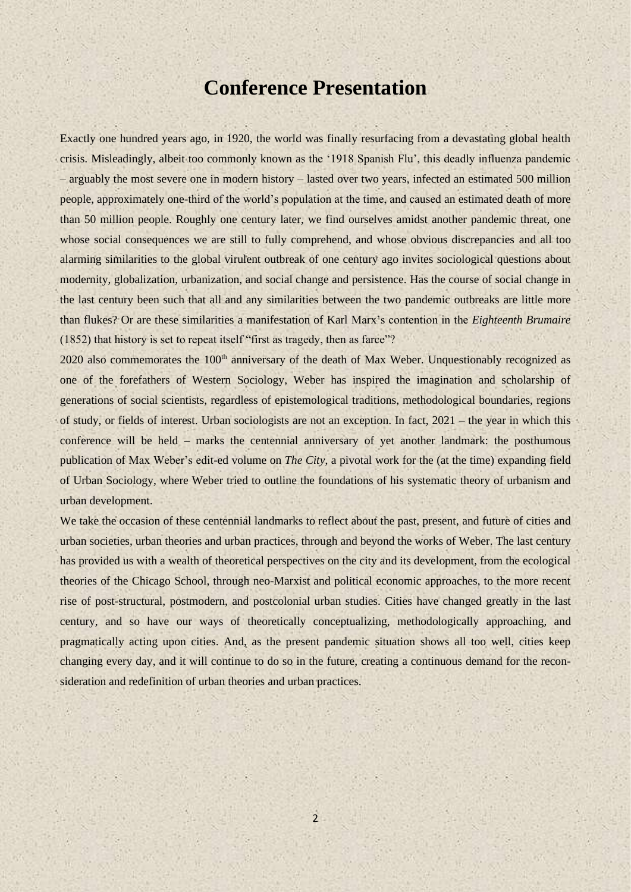# Conference Presentation

Exactly one hundred years ago, in 1920, the world was finally resurfacing from a devastating global health crisis. Misleadingly, albeit too commonly known as the '1918 Spanish Flu', this deadly influenza pandemic – arguably the most severe one in modern history – lasted over two years, infected an estimated 500 million people, approximately one-third of the world's population at the time, and caused an estimated death of more than 50 million people. Roughly one century later, we find ourselves amidst another pandemic threat, one whose social consequences we are still to fully comprehend, and whose obvious discrepancies and all too alarming similarities to the global virulent outbreak of one century ago invites sociological questions about modernity, globalization, urbanization, and social change and persistence. Has the course of social change in the last century been such that all and any similarities between the two pandemic outbreaks are little more than flukes? Or are these similarities a manifestation of Karl Marx's contention in the *Eighteenth Brumaire* (1852) that history is set to repeat itself "first as tragedy, then as farce"?

2020 also commemorates the 100th anniversary of the death of Max Weber. Unquestionably recognized as one of the forefathers of Western Sociology, Weber has inspired the imagination and scholarship of generations of social scientists, regardless of epistemological traditions, methodological boundaries, regions of study, or fields of interest. Urban sociologists are not an exception. In fact, 2021 – the year in which this conference will be held – marks the centennial anniversary of yet another landmark: the posthumous publication of Max Weber's edit-ed volume on *The City*, a pivotal work for the (at the time) expanding field of Urban Sociology, where Weber tried to outline the foundations of his systematic theory of urbanism and urban development.

We take the occasion of these centennial landmarks to reflect about the past, present, and future of cities and urban societies, urban theories and urban practices, through and beyond the works of Weber. The last century has provided us with a wealth of theoretical perspectives on the city and its development, from the ecological theories of the Chicago School, through neo-Marxist and political economic approaches, to the more recent rise of post-structural, postmodern, and postcolonial urban studies. Cities have changed greatly in the last century, and so have our ways of theoretically conceptualizing, methodologically approaching, and pragmatically acting upon cities. And, as the present pandemic situation shows all too well, cities keep changing every day, and it will continue to do so in the future, creating a continuous demand for the recon-sideration and redefinition of urban theories and urban practices.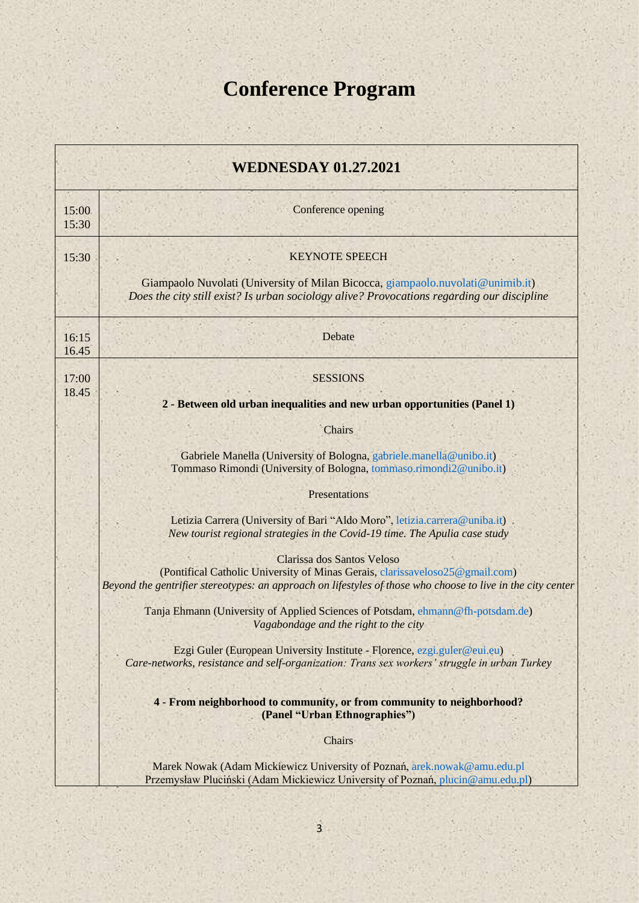# Conference Program

| WEDNESDAY 01.27.2021 | |
|---|---|
| 15:00<br>15:30 | Conference opening |
| 15:30 | KEYNOTE SPEECH<br><br>Giampaolo Nuvolati (University of Milan Bicocca, giampaolo.nuvolati@unimib.it)<br>*Does the city still exist? Is urban sociology alive? Provocations regarding our discipline* |
| 16:15<br>16.45 | Debate |
| 17:00<br>18.45 | SESSIONS<br><br>**2 - Between old urban inequalities and new urban opportunities (Panel 1)**<br><br>Chairs<br><br>Gabriele Manella (University of Bologna, gabriele.manella@unibo.it)<br>Tommaso Rimondi (University of Bologna, tommaso.rimondi2@unibo.it)<br><br>Presentations<br><br>Letizia Carrera (University of Bari "Aldo Moro", letizia.carrera@uniba.it)<br>*New tourist regional strategies in the Covid-19 time. The Apulia case study*<br><br>Clarissa dos Santos Veloso<br>(Pontifical Catholic University of Minas Gerais, clarissaveloso25@gmail.com)<br>*Beyond the gentrifier stereotypes: an approach on lifestyles of those who choose to live in the city center*<br><br>Tanja Ehmann (University of Applied Sciences of Potsdam, ehmann@fh-potsdam.de)<br>*Vagabondage and the right to the city*<br><br>Ezgi Guler (European University Institute - Florence, ezgi.guler@eui.eu)<br>*Care-networks, resistance and self-organization: Trans sex workers' struggle in urban Turkey*<br><br>**4 - From neighborhood to community, or from community to neighborhood? (Panel "Urban Ethnographies")**<br><br>Chairs<br><br>Marek Nowak (Adam Mickiewicz University of Poznań, arek.nowak@amu.edu.pl<br>Przemysław Pluciński (Adam Mickiewicz University of Poznań, plucin@amu.edu.pl) |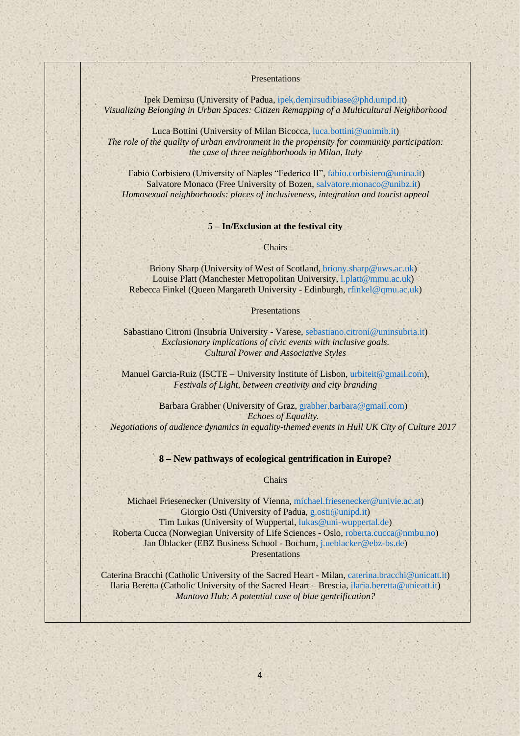Presentations

Ipek Demirsu (University of Padua, ipek.demirsudibiase@phd.unipd.it)
*Visualizing Belonging in Urban Spaces: Citizen Remapping of a Multicultural Neighborhood*

Luca Bottini (University of Milan Bicocca, luca.bottini@unimib.it)
*The role of the quality of urban environment in the propensity for community participation: the case of three neighborhoods in Milan, Italy*

Fabio Corbisiero (University of Naples "Federico II", fabio.corbisiero@unina.it)
Salvatore Monaco (Free University of Bozen, salvatore.monaco@unibz.it)
*Homosexual neighborhoods: places of inclusiveness, integration and tourist appeal*

**5 – In/Exclusion at the festival city**

Chairs

Briony Sharp (University of West of Scotland, briony.sharp@uws.ac.uk)
Louise Platt (Manchester Metropolitan University, l.platt@mmu.ac.uk)
Rebecca Finkel (Queen Margareth University - Edinburgh, rfinkel@qmu.ac.uk)

Presentations

Sabastiano Citroni (Insubria University - Varese, sebastiano.citroni@uninsubria.it)
*Exclusionary implications of civic events with inclusive goals. Cultural Power and Associative Styles*

Manuel Garcia-Ruiz (ISCTE – University Institute of Lisbon, urbiteit@gmail.com),
*Festivals of Light, between creativity and city branding*

Barbara Grabher (University of Graz, grabher.barbara@gmail.com)
*Echoes of Equality. Negotiations of audience dynamics in equality-themed events in Hull UK City of Culture 2017*

**8 – New pathways of ecological gentrification in Europe?**

Chairs

Michael Friesenecker (University of Vienna, michael.friesenecker@univie.ac.at)
Giorgio Osti (University of Padua, g.osti@unipd.it)
Tim Lukas (University of Wuppertal, lukas@uni-wuppertal.de)
Roberta Cucca (Norwegian University of Life Sciences - Oslo, roberta.cucca@nmbu.no)
Jan Üblacker (EBZ Business School - Bochum, j.ueblacker@ebz-bs.de)

Presentations

Caterina Bracchi (Catholic University of the Sacred Heart - Milan, caterina.bracchi@unicatt.it)
Ilaria Beretta (Catholic University of the Sacred Heart – Brescia, ilaria.beretta@unicatt.it)
*Mantova Hub: A potential case of blue gentrification?*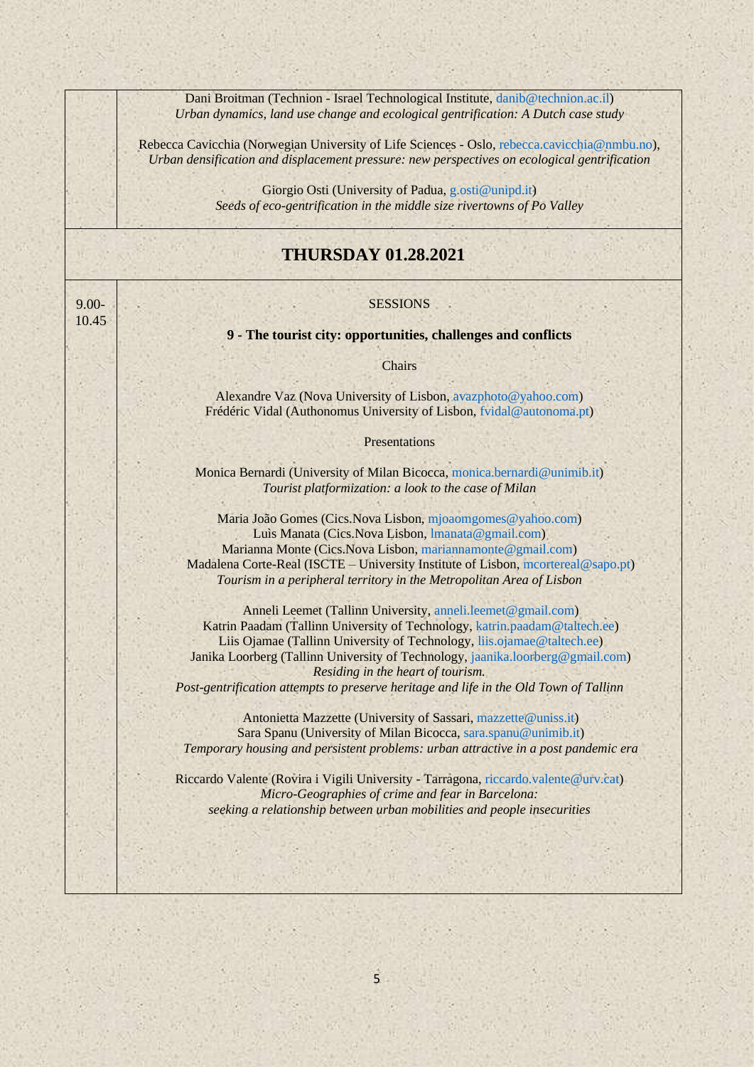|  |  |
|---|---|
|  | Dani Broitman (Technion - Israel Technological Institute, danib@technion.ac.il)<br>*Urban dynamics, land use change and ecological gentrification: A Dutch case study*<br><br>Rebecca Cavicchia (Norwegian University of Life Sciences - Oslo, rebecca.cavicchia@nmbu.no),<br>*Urban densification and displacement pressure: new perspectives on ecological gentrification*<br><br>Giorgio Osti (University of Padua, g.osti@unipd.it)<br>*Seeds of eco-gentrification in the middle size rivertowns of Po Valley* |

## THURSDAY 01.28.2021

|  |  |
|---|---|
| 9.00-10.45 | SESSIONS<br><br>**9 - The tourist city: opportunities, challenges and conflicts**<br><br>Chairs<br><br>Alexandre Vaz (Nova University of Lisbon, avazphoto@yahoo.com)<br>Frédéric Vidal (Authonomus University of Lisbon, fvidal@autonoma.pt)<br><br>Presentations<br><br>Monica Bernardi (University of Milan Bicocca, monica.bernardi@unimib.it)<br>*Tourist platformization: a look to the case of Milan*<br><br>Maria João Gomes (Cics.Nova Lisbon, mjoaomgomes@yahoo.com)<br>Luìs Manata (Cics.Nova Lisbon, lmanata@gmail.com)<br>Marianna Monte (Cics.Nova Lisbon, mariannamonte@gmail.com)<br>Madalena Corte-Real (ISCTE – University Institute of Lisbon, mcortereal@sapo.pt)<br>*Tourism in a peripheral territory in the Metropolitan Area of Lisbon*<br><br>Anneli Leemet (Tallinn University, anneli.leemet@gmail.com)<br>Katrin Paadam (Tallinn University of Technology, katrin.paadam@taltech.ee)<br>Liis Ojamae (Tallinn University of Technology, liis.ojamae@taltech.ee)<br>Janika Loorberg (Tallinn University of Technology, jaanika.loorberg@gmail.com)<br>*Residing in the heart of tourism.*<br>*Post-gentrification attempts to preserve heritage and life in the Old Town of Tallinn*<br><br>Antonietta Mazzette (University of Sassari, mazzette@uniss.it)<br>Sara Spanu (University of Milan Bicocca, sara.spanu@unimib.it)<br>*Temporary housing and persistent problems: urban attractive in a post pandemic era*<br><br>Riccardo Valente (Rovira i Vigili University - Tarragona, riccardo.valente@urv.cat)<br>*Micro-Geographies of crime and fear in Barcelona:*<br>*seeking a relationship between urban mobilities and people insecurities* |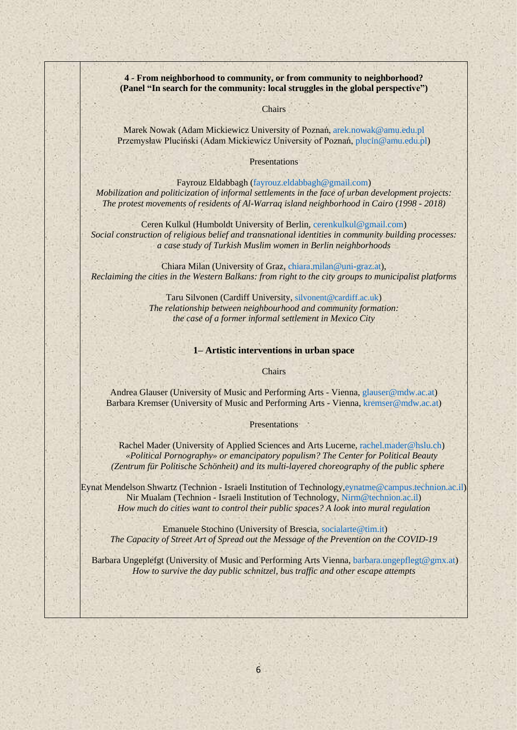**4 - From neighborhood to community, or from community to neighborhood?**
**(Panel "In search for the community: local struggles in the global perspective")**

Chairs

Marek Nowak (Adam Mickiewicz University of Poznań, arek.nowak@amu.edu.pl
Przemysław Pluciński (Adam Mickiewicz University of Poznań, plucin@amu.edu.pl)

Presentations

Fayrouz Eldabbagh (fayrouz.eldabbagh@gmail.com)
*Mobilization and politicization of informal settlements in the face of urban development projects: The protest movements of residents of Al-Warraq island neighborhood in Cairo (1998 - 2018)*

Ceren Kulkul (Humboldt University of Berlin, cerenkulkul@gmail.com)
*Social construction of religious belief and transnational identities in community building processes: a case study of Turkish Muslim women in Berlin neighborhoods*

Chiara Milan (University of Graz, chiara.milan@uni-graz.at),
*Reclaiming the cities in the Western Balkans: from right to the city groups to municipalist platforms*

Taru Silvonen (Cardiff University, silvonent@cardiff.ac.uk)
*The relationship between neighbourhood and community formation: the case of a former informal settlement in Mexico City*

**1– Artistic interventions in urban space**

Chairs

Andrea Glauser (University of Music and Performing Arts - Vienna, glauser@mdw.ac.at)
Barbara Kremser (University of Music and Performing Arts - Vienna, kremser@mdw.ac.at)

Presentations

Rachel Mader (University of Applied Sciences and Arts Lucerne, rachel.mader@hslu.ch)
*«Political Pornography» or emancipatory populism? The Center for Political Beauty (Zentrum für Politische Schönheit) and its multi-layered choreography of the public sphere*

Eynat Mendelson Shwartz (Technion - Israeli Institution of Technology,eynatme@campus.technion.ac.il)
Nir Mualam (Technion - Israeli Institution of Technology, Nirm@technion.ac.il)
*How much do cities want to control their public spaces? A look into mural regulation*

Emanuele Stochino (University of Brescia, socialarte@tim.it)
*The Capacity of Street Art of Spread out the Message of the Prevention on the COVID-19*

Barbara Ungeplefgt (University of Music and Performing Arts Vienna, barbara.ungepflegt@gmx.at)
*How to survive the day public schnitzel, bus traffic and other escape attempts*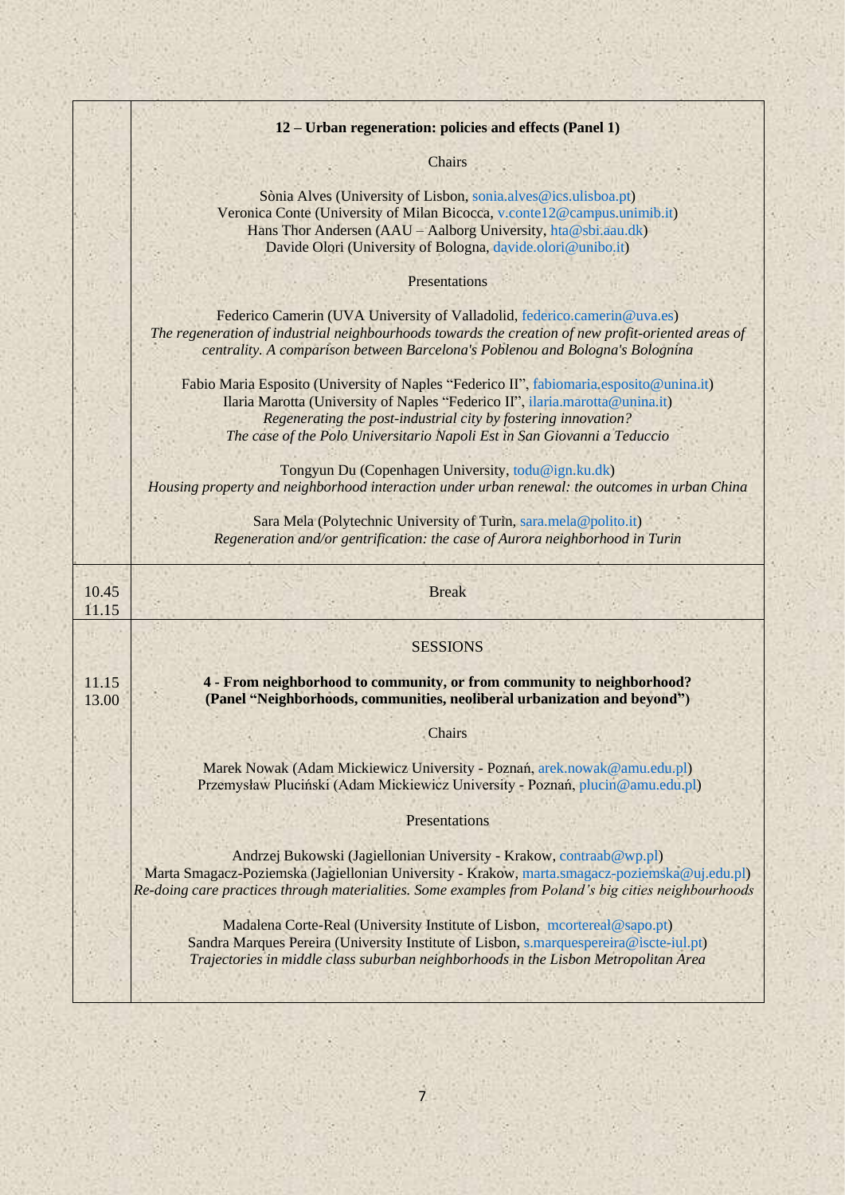| | |
|---|---|
| | **12 – Urban regeneration: policies and effects (Panel 1)**<br><br>Chairs<br><br>Sònia Alves (University of Lisbon, sonia.alves@ics.ulisboa.pt)<br>Veronica Conte (University of Milan Bicocca, v.conte12@campus.unimib.it)<br>Hans Thor Andersen (AAU – Aalborg University, hta@sbi.aau.dk)<br>Davide Olori (University of Bologna, davide.olori@unibo.it)<br><br>Presentations<br><br>Federico Camerin (UVA University of Valladolid, federico.camerin@uva.es)<br>*The regeneration of industrial neighbourhoods towards the creation of new profit-oriented areas of centrality. A comparison between Barcelona's Poblenou and Bologna's Bolognina*<br><br>Fabio Maria Esposito (University of Naples "Federico II", fabiomaria.esposito@unina.it)<br>Ilaria Marotta (University of Naples "Federico II", ilaria.marotta@unina.it)<br>*Regenerating the post-industrial city by fostering innovation?*<br>*The case of the Polo Universitario Napoli Est in San Giovanni a Teduccio*<br><br>Tongyun Du (Copenhagen University, todu@ign.ku.dk)<br>*Housing property and neighborhood interaction under urban renewal: the outcomes in urban China*<br><br>Sara Mela (Polytechnic University of Turin, sara.mela@polito.it)<br>*Regeneration and/or gentrification: the case of Aurora neighborhood in Turin* |
| 10.45<br>11.15 | Break |
| 11.15<br>13.00 | SESSIONS<br><br>**4 - From neighborhood to community, or from community to neighborhood? (Panel "Neighborhoods, communities, neoliberal urbanization and beyond")**<br><br>Chairs<br><br>Marek Nowak (Adam Mickiewicz University - Poznań, arek.nowak@amu.edu.pl)<br>Przemysław Pluciński (Adam Mickiewicz University - Poznań, plucin@amu.edu.pl)<br><br>Presentations<br><br>Andrzej Bukowski (Jagiellonian University - Krakow, contraab@wp.pl)<br>Marta Smagacz-Poziemska (Jagiellonian University - Krakow, marta.smagacz-poziemska@uj.edu.pl)<br>*Re-doing care practices through materialities. Some examples from Poland's big cities neighbourhoods*<br><br>Madalena Corte-Real (University Institute of Lisbon, mcortereal@sapo.pt)<br>Sandra Marques Pereira (University Institute of Lisbon, s.marquespereira@iscte-iul.pt)<br>*Trajectories in middle class suburban neighborhoods in the Lisbon Metropolitan Area* |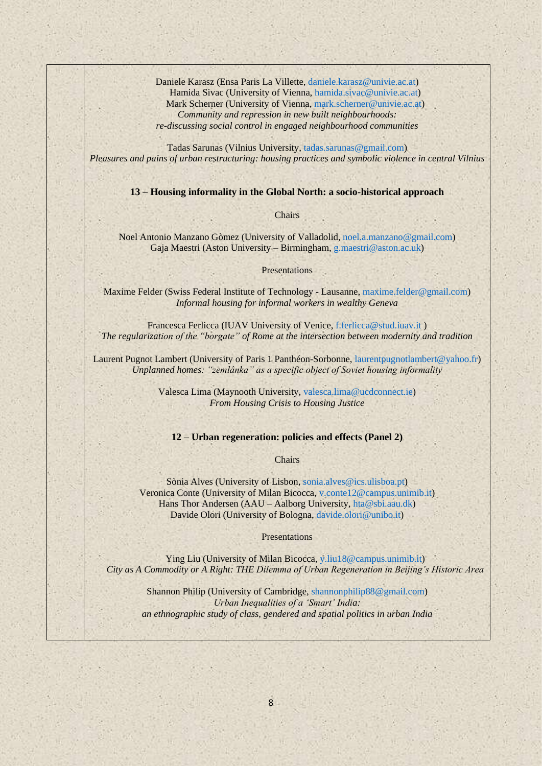Daniele Karasz (Ensa Paris La Villette, daniele.karasz@univie.ac.at)
Hamida Sivac (University of Vienna, hamida.sivac@univie.ac.at)
Mark Scherner (University of Vienna, mark.scherner@univie.ac.at)
*Community and repression in new built neighbourhoods:*
*re-discussing social control in engaged neighbourhood communities*

Tadas Sarunas (Vilnius University, tadas.sarunas@gmail.com)
*Pleasures and pains of urban restructuring: housing practices and symbolic violence in central Vilnius*

**13 – Housing informality in the Global North: a socio-historical approach**

Chairs

Noel Antonio Manzano Gòmez (University of Valladolid, noel.a.manzano@gmail.com)
Gaja Maestri (Aston University – Birmingham, g.maestri@aston.ac.uk)

Presentations

Maxime Felder (Swiss Federal Institute of Technology - Lausanne, maxime.felder@gmail.com)
*Informal housing for informal workers in wealthy Geneva*

Francesca Ferlicca (IUAV University of Venice, f.ferlicca@stud.iuav.it )
*The regularization of the "borgate" of Rome at the intersection between modernity and tradition*

Laurent Pugnot Lambert (University of Paris 1 Panthéon-Sorbonne, laurentpugnotlambert@yahoo.fr)
*Unplanned homes: "zemlânka" as a specific object of Soviet housing informality*

Valesca Lima (Maynooth University, valesca.lima@ucdconnect.ie)
*From Housing Crisis to Housing Justice*

**12 – Urban regeneration: policies and effects (Panel 2)**

Chairs

Sònia Alves (University of Lisbon, sonia.alves@ics.ulisboa.pt)
Veronica Conte (University of Milan Bicocca, v.conte12@campus.unimib.it)
Hans Thor Andersen (AAU – Aalborg University, hta@sbi.aau.dk)
Davide Olori (University of Bologna, davide.olori@unibo.it)

Presentations

Ying Liu (University of Milan Bicocca, y.liu18@campus.unimib.it)
*City as A Commodity or A Right: THE Dilemma of Urban Regeneration in Beijing's Historic Area*

Shannon Philip (University of Cambridge, shannonphilip88@gmail.com)
*Urban Inequalities of a 'Smart' India:*
*an ethnographic study of class, gendered and spatial politics in urban India*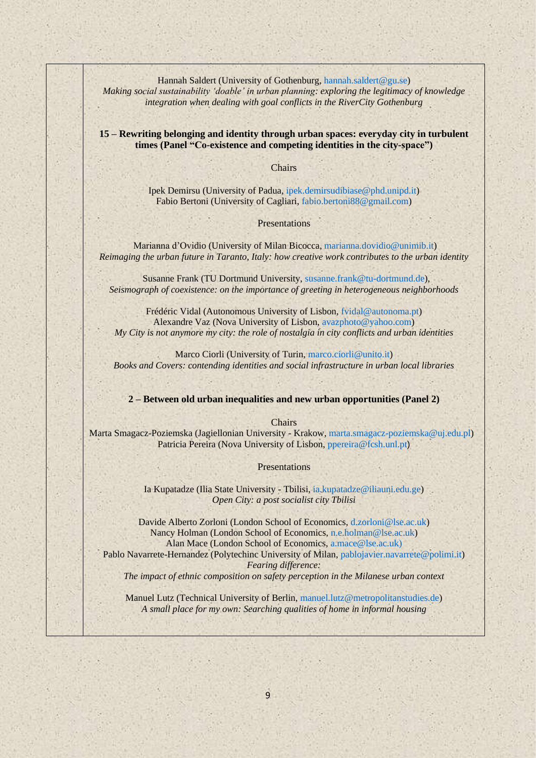Hannah Saldert (University of Gothenburg, hannah.saldert@gu.se)
*Making social sustainability 'doable' in urban planning: exploring the legitimacy of knowledge integration when dealing with goal conflicts in the RiverCity Gothenburg*

**15 – Rewriting belonging and identity through urban spaces: everyday city in turbulent times (Panel "Co-existence and competing identities in the city-space")**

Chairs

Ipek Demirsu (University of Padua, ipek.demirsudibiase@phd.unipd.it)
Fabio Bertoni (University of Cagliari, fabio.bertoni88@gmail.com)

Presentations

Marianna d'Ovidio (University of Milan Bicocca, marianna.dovidio@unimib.it)
*Reimaging the urban future in Taranto, Italy: how creative work contributes to the urban identity*

Susanne Frank (TU Dortmund University, susanne.frank@tu-dortmund.de),
*Seismograph of coexistence: on the importance of greeting in heterogeneous neighborhoods*

Frédéric Vidal (Autonomous University of Lisbon, fvidal@autonoma.pt)
Alexandre Vaz (Nova University of Lisbon, avazphoto@yahoo.com)
*My City is not anymore my city: the role of nostalgia in city conflicts and urban identities*

Marco Ciorli (University of Turin, marco.ciorli@unito.it)
*Books and Covers: contending identities and social infrastructure in urban local libraries*

**2 – Between old urban inequalities and new urban opportunities (Panel 2)**

Chairs

Marta Smagacz-Poziemska (Jagiellonian University - Krakow, marta.smagacz-poziemska@uj.edu.pl)
Patricia Pereira (Nova University of Lisbon, ppereira@fcsh.unl.pt)

Presentations

Ia Kupatadze (Ilia State University - Tbilisi, ia.kupatadze@iliauni.edu.ge)
*Open City: a post socialist city Tbilisi*

Davide Alberto Zorloni (London School of Economics, d.zorloni@lse.ac.uk)
Nancy Holman (London School of Economics, n.e.holman@lse.ac.uk)
Alan Mace (London School of Economics, a.mace@lse.ac.uk)
Pablo Navarrete-Hernandez (Polytechinc University of Milan, pablojavier.navarrete@polimi.it)
*Fearing difference:*
*The impact of ethnic composition on safety perception in the Milanese urban context*

Manuel Lutz (Technical University of Berlin, manuel.lutz@metropolitanstudies.de)
*A small place for my own: Searching qualities of home in informal housing*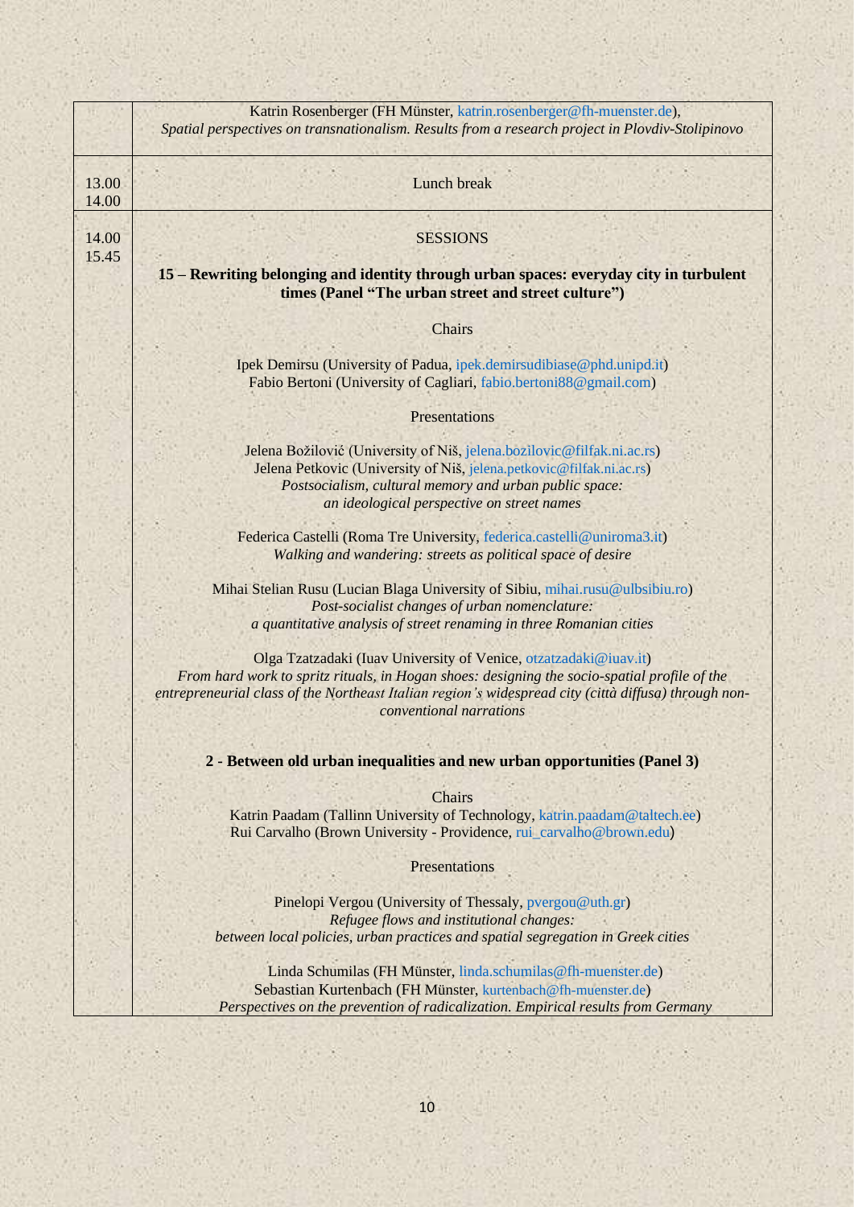| | |
|---|---|
| | Katrin Rosenberger (FH Münster, katrin.rosenberger@fh-muenster.de), *Spatial perspectives on transnationalism. Results from a research project in Plovdiv-Stolipinovo* |
| 13.00 14.00 | Lunch break |
| 14.00 15.45 | SESSIONS<br><br>**15 – Rewriting belonging and identity through urban spaces: everyday city in turbulent times (Panel "The urban street and street culture")**<br><br>Chairs<br><br>Ipek Demirsu (University of Padua, ipek.demirsudibiase@phd.unipd.it)<br>Fabio Bertoni (University of Cagliari, fabio.bertoni88@gmail.com)<br><br>Presentations<br><br>Jelena Božilović (University of Niš, jelena.bozilovic@filfak.ni.ac.rs)<br>Jelena Petkovic (University of Niš, jelena.petkovic@filfak.ni.ac.rs)<br>*Postsocialism, cultural memory and urban public space: an ideological perspective on street names*<br><br>Federica Castelli (Roma Tre University, federica.castelli@uniroma3.it)<br>*Walking and wandering: streets as political space of desire*<br><br>Mihai Stelian Rusu (Lucian Blaga University of Sibiu, mihai.rusu@ulbsibiu.ro)<br>*Post-socialist changes of urban nomenclature: a quantitative analysis of street renaming in three Romanian cities*<br><br>Olga Tzatzadaki (Iuav University of Venice, otzatzadaki@iuav.it)<br>*From hard work to spritz rituals, in Hogan shoes: designing the socio-spatial profile of the entrepreneurial class of the Northeast Italian region's widespread city (città diffusa) through non-conventional narrations*<br><br>**2 - Between old urban inequalities and new urban opportunities (Panel 3)**<br><br>Chairs<br>Katrin Paadam (Tallinn University of Technology, katrin.paadam@taltech.ee)<br>Rui Carvalho (Brown University - Providence, rui_carvalho@brown.edu)<br><br>Presentations<br><br>Pinelopi Vergou (University of Thessaly, pvergou@uth.gr)<br>*Refugee flows and institutional changes: between local policies, urban practices and spatial segregation in Greek cities*<br><br>Linda Schumilas (FH Münster, linda.schumilas@fh-muenster.de)<br>Sebastian Kurtenbach (FH Münster, kurtenbach@fh-muenster.de)<br>*Perspectives on the prevention of radicalization. Empirical results from Germany* |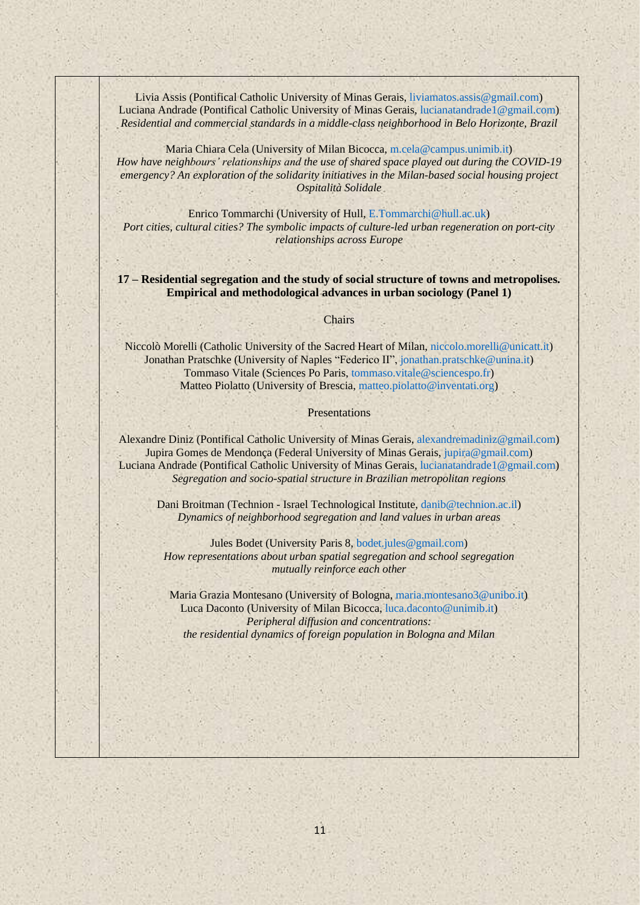Livia Assis (Pontifical Catholic University of Minas Gerais, liviamatos.assis@gmail.com)
Luciana Andrade (Pontifical Catholic University of Minas Gerais, lucianatandrade1@gmail.com)
*Residential and commercial standards in a middle-class neighborhood in Belo Horizonte, Brazil*

Maria Chiara Cela (University of Milan Bicocca, m.cela@campus.unimib.it)
*How have neighbours' relationships and the use of shared space played out during the COVID-19 emergency? An exploration of the solidarity initiatives in the Milan-based social housing project Ospitalità Solidale*

Enrico Tommarchi (University of Hull, E.Tommarchi@hull.ac.uk)
*Port cities, cultural cities? The symbolic impacts of culture-led urban regeneration on port-city relationships across Europe*

**17 – Residential segregation and the study of social structure of towns and metropolises. Empirical and methodological advances in urban sociology (Panel 1)**

Chairs

Niccolò Morelli (Catholic University of the Sacred Heart of Milan, niccolo.morelli@unicatt.it)
Jonathan Pratschke (University of Naples "Federico II", jonathan.pratschke@unina.it)
Tommaso Vitale (Sciences Po Paris, tommaso.vitale@sciencespo.fr)
Matteo Piolatto (University of Brescia, matteo.piolatto@inventati.org)

Presentations

Alexandre Diniz (Pontifical Catholic University of Minas Gerais, alexandremadiniz@gmail.com)
Jupira Gomes de Mendonça (Federal University of Minas Gerais, jupira@gmail.com)
Luciana Andrade (Pontifical Catholic University of Minas Gerais, lucianatandrade1@gmail.com)
*Segregation and socio-spatial structure in Brazilian metropolitan regions*

Dani Broitman (Technion - Israel Technological Institute, danib@technion.ac.il)
*Dynamics of neighborhood segregation and land values in urban areas*

Jules Bodet (University Paris 8, bodet.jules@gmail.com)
*How representations about urban spatial segregation and school segregation mutually reinforce each other*

Maria Grazia Montesano (University of Bologna, maria.montesano3@unibo.it)
Luca Daconto (University of Milan Bicocca, luca.daconto@unimib.it)
*Peripheral diffusion and concentrations: the residential dynamics of foreign population in Bologna and Milan*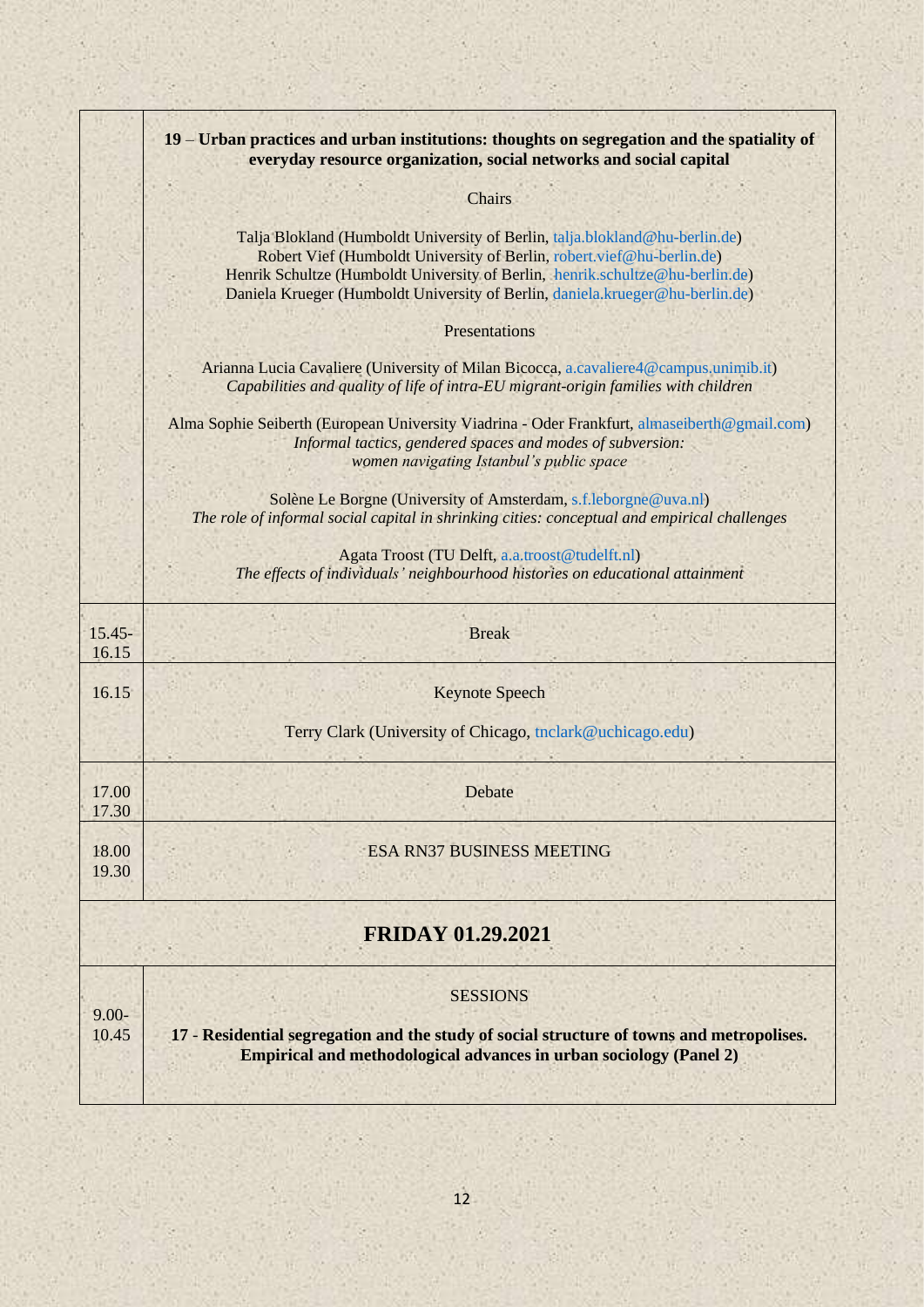| | |
|---|---|
| | **19 – Urban practices and urban institutions: thoughts on segregation and the spatiality of everyday resource organization, social networks and social capital**<br><br>Chairs<br><br>Talja Blokland (Humboldt University of Berlin, talja.blokland@hu-berlin.de)<br>Robert Vief (Humboldt University of Berlin, robert.vief@hu-berlin.de)<br>Henrik Schultze (Humboldt University of Berlin, henrik.schultze@hu-berlin.de)<br>Daniela Krueger (Humboldt University of Berlin, daniela.krueger@hu-berlin.de)<br><br>Presentations<br><br>Arianna Lucia Cavaliere (University of Milan Bicocca, a.cavaliere4@campus.unimib.it)<br>*Capabilities and quality of life of intra-EU migrant-origin families with children*<br><br>Alma Sophie Seiberth (European University Viadrina - Oder Frankfurt, almaseiberth@gmail.com)<br>*Informal tactics, gendered spaces and modes of subversion: women navigating Istanbul's public space*<br><br>Solène Le Borgne (University of Amsterdam, s.f.leborgne@uva.nl)<br>*The role of informal social capital in shrinking cities: conceptual and empirical challenges*<br><br>Agata Troost (TU Delft, a.a.troost@tudelft.nl)<br>*The effects of individuals' neighbourhood histories on educational attainment* |
| 15.45-16.15 | Break |
| 16.15 | Keynote Speech<br><br>Terry Clark (University of Chicago, tnclark@uchicago.edu) |
| 17.00 17.30 | Debate |
| 18.00 19.30 | ESA RN37 BUSINESS MEETING |
| **FRIDAY 01.29.2021** | |
| 9.00-10.45 | SESSIONS<br><br>**17 - Residential segregation and the study of social structure of towns and metropolises. Empirical and methodological advances in urban sociology (Panel 2)** |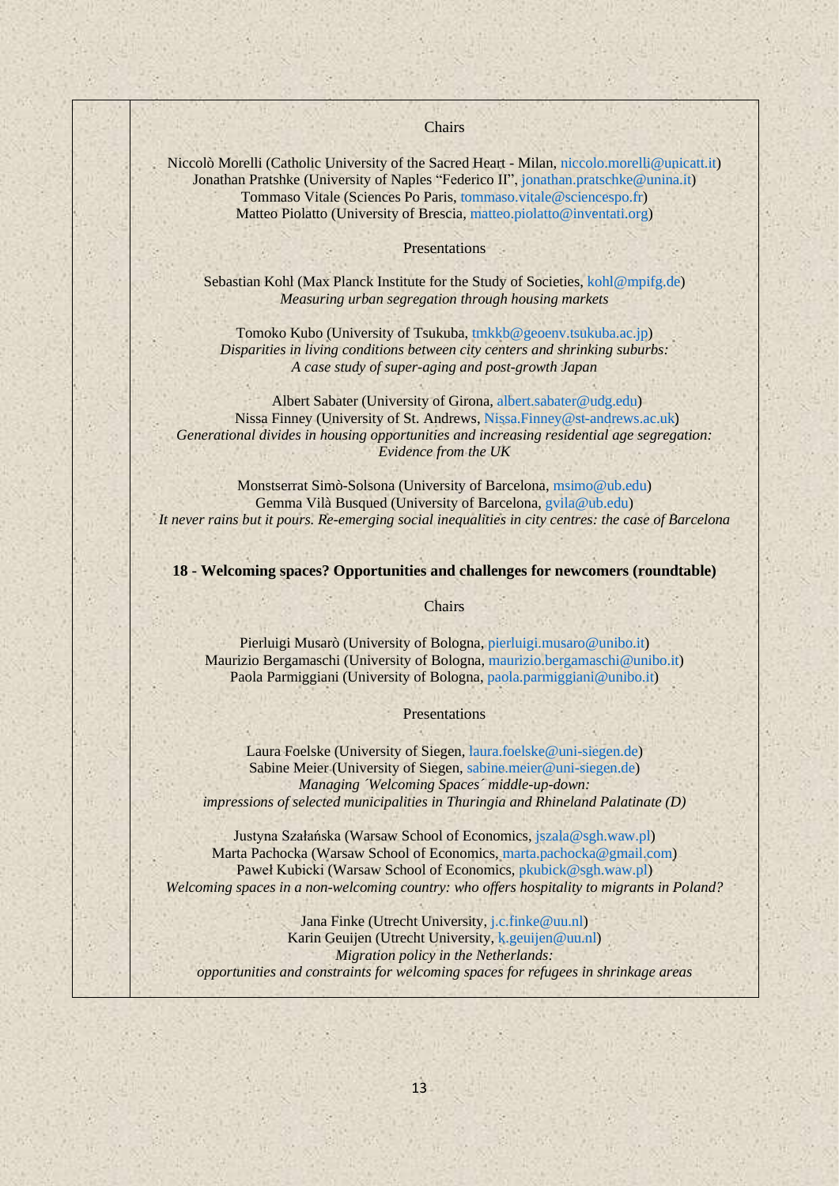Chairs

Niccolò Morelli (Catholic University of the Sacred Heart - Milan, niccolo.morelli@unicatt.it)
Jonathan Pratshke (University of Naples "Federico II", jonathan.pratschke@unina.it)
Tommaso Vitale (Sciences Po Paris, tommaso.vitale@sciencespo.fr)
Matteo Piolatto (University of Brescia, matteo.piolatto@inventati.org)

Presentations

Sebastian Kohl (Max Planck Institute for the Study of Societies, kohl@mpifg.de)
*Measuring urban segregation through housing markets*

Tomoko Kubo (University of Tsukuba, tmkkb@geoenv.tsukuba.ac.jp)
*Disparities in living conditions between city centers and shrinking suburbs: A case study of super-aging and post-growth Japan*

Albert Sabater (University of Girona, albert.sabater@udg.edu)
Nissa Finney (University of St. Andrews, Nissa.Finney@st-andrews.ac.uk)
*Generational divides in housing opportunities and increasing residential age segregation: Evidence from the UK*

Monstserrat Simò-Solsona (University of Barcelona, msimo@ub.edu)
Gemma Vilà Busqued (University of Barcelona, gvila@ub.edu)
*It never rains but it pours. Re-emerging social inequalities in city centres: the case of Barcelona*

**18 - Welcoming spaces? Opportunities and challenges for newcomers (roundtable)**

Chairs

Pierluigi Musarò (University of Bologna, pierluigi.musaro@unibo.it)
Maurizio Bergamaschi (University of Bologna, maurizio.bergamaschi@unibo.it)
Paola Parmiggiani (University of Bologna, paola.parmiggiani@unibo.it)

Presentations

Laura Foelske (University of Siegen, laura.foelske@uni-siegen.de)
Sabine Meier (University of Siegen, sabine.meier@uni-siegen.de)
*Managing ´Welcoming Spaces´ middle-up-down: impressions of selected municipalities in Thuringia and Rhineland Palatinate (D)*

Justyna Szałańska (Warsaw School of Economics, jszala@sgh.waw.pl)
Marta Pachocka (Warsaw School of Economics, marta.pachocka@gmail.com)
Paweł Kubicki (Warsaw School of Economics, pkubick@sgh.waw.pl)
*Welcoming spaces in a non-welcoming country: who offers hospitality to migrants in Poland?*

Jana Finke (Utrecht University, j.c.finke@uu.nl)
Karin Geuijen (Utrecht University, k.geuijen@uu.nl)
*Migration policy in the Netherlands: opportunities and constraints for welcoming spaces for refugees in shrinkage areas*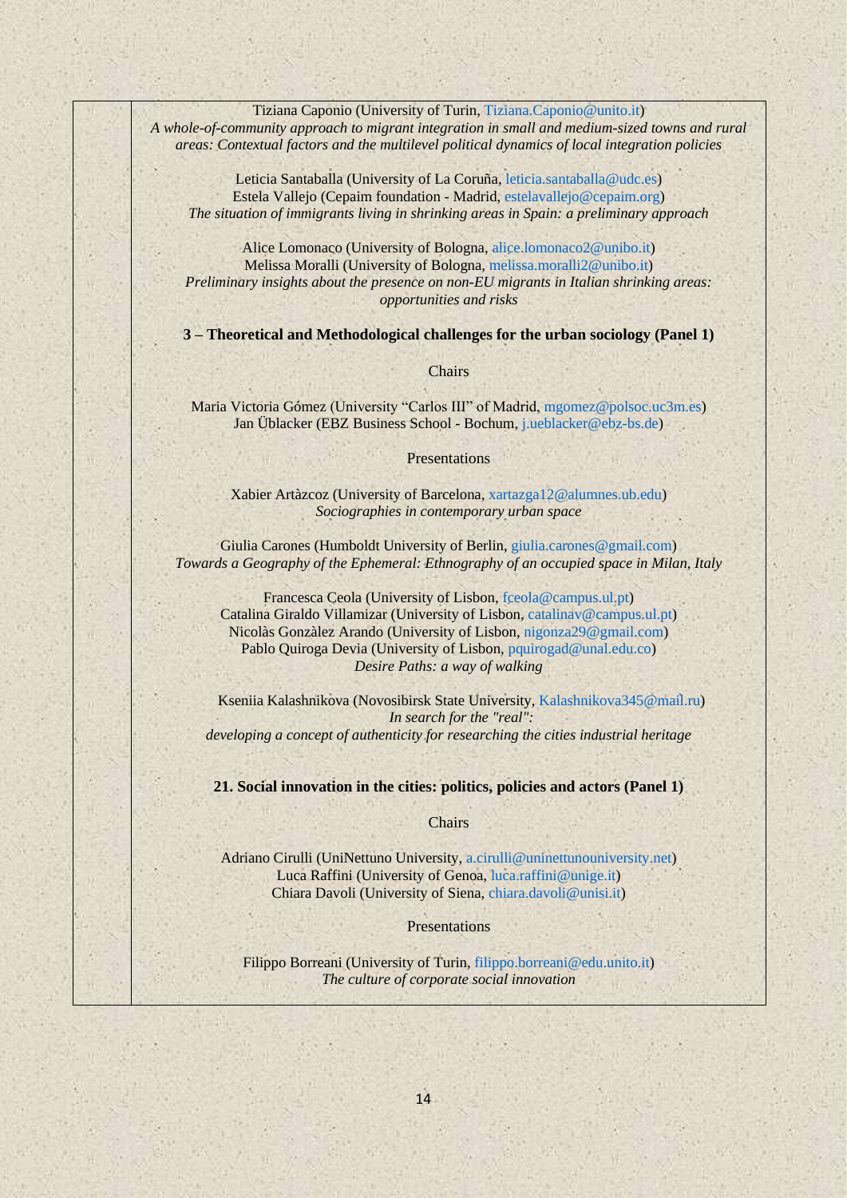Tiziana Caponio (University of Turin, Tiziana.Caponio@unito.it)
*A whole-of-community approach to migrant integration in small and medium-sized towns and rural areas: Contextual factors and the multilevel political dynamics of local integration policies*

Leticia Santaballa (University of La Coruña, leticia.santaballa@udc.es)
Estela Vallejo (Cepaim foundation - Madrid, estelavallejo@cepaim.org)
*The situation of immigrants living in shrinking areas in Spain: a preliminary approach*

Alice Lomonaco (University of Bologna, alice.lomonaco2@unibo.it)
Melissa Moralli (University of Bologna, melissa.moralli2@unibo.it)
*Preliminary insights about the presence on non-EU migrants in Italian shrinking areas: opportunities and risks*

**3 – Theoretical and Methodological challenges for the urban sociology (Panel 1)**

Chairs

Maria Victoria Gómez (University "Carlos III" of Madrid, mgomez@polsoc.uc3m.es)
Jan Üblacker (EBZ Business School - Bochum, j.ueblacker@ebz-bs.de)

Presentations

Xabier Artàzcoz (University of Barcelona, xartazga12@alumnes.ub.edu)
*Sociographies in contemporary urban space*

Giulia Carones (Humboldt University of Berlin, giulia.carones@gmail.com)
*Towards a Geography of the Ephemeral: Ethnography of an occupied space in Milan, Italy*

Francesca Ceola (University of Lisbon, fceola@campus.ul.pt)
Catalina Giraldo Villamizar (University of Lisbon, catalinav@campus.ul.pt)
Nicolàs Gonzàlez Arando (University of Lisbon, nigonza29@gmail.com)
Pablo Quiroga Devia (University of Lisbon, pquirogad@unal.edu.co)
*Desire Paths: a way of walking*

Kseniia Kalashnikova (Novosibirsk State University, Kalashnikova345@mail.ru)
*In search for the "real":*
*developing a concept of authenticity for researching the cities industrial heritage*

**21. Social innovation in the cities: politics, policies and actors (Panel 1)**

Chairs

Adriano Cirulli (UniNettuno University, a.cirulli@uninettunouniversity.net)
Luca Raffini (University of Genoa, luca.raffini@unige.it)
Chiara Davoli (University of Siena, chiara.davoli@unisi.it)

Presentations

Filippo Borreani (University of Turin, filippo.borreani@edu.unito.it)
*The culture of corporate social innovation*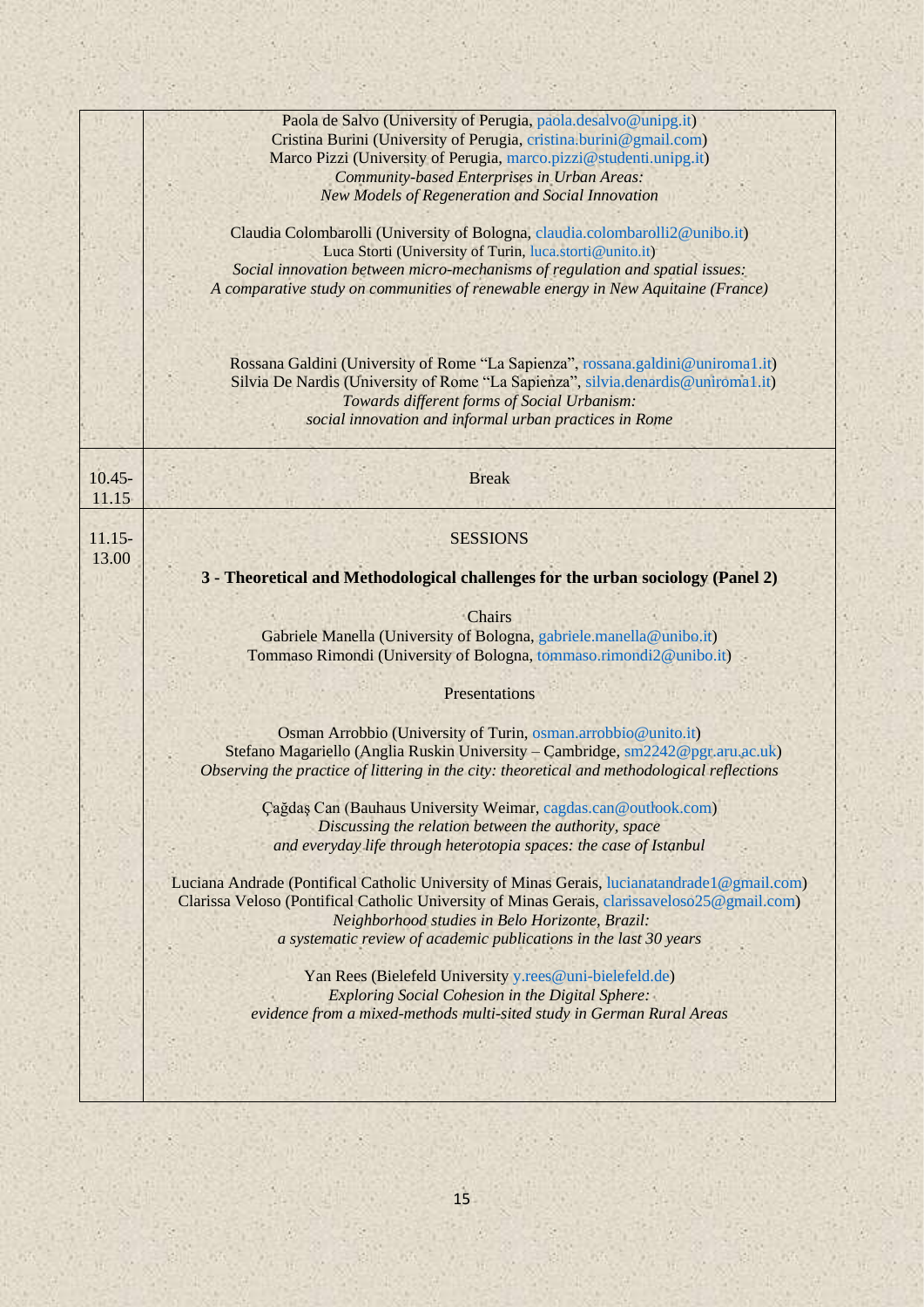| | |
|---|---|
| | Paola de Salvo (University of Perugia, paola.desalvo@unipg.it)<br>Cristina Burini (University of Perugia, cristina.burini@gmail.com)<br>Marco Pizzi (University of Perugia, marco.pizzi@studenti.unipg.it)<br>*Community-based Enterprises in Urban Areas:*<br>*New Models of Regeneration and Social Innovation*<br><br>Claudia Colombarolli (University of Bologna, claudia.colombarolli2@unibo.it)<br>Luca Storti (University of Turin, luca.storti@unito.it)<br>*Social innovation between micro-mechanisms of regulation and spatial issues:*<br>*A comparative study on communities of renewable energy in New Aquitaine (France)*<br><br>Rossana Galdini (University of Rome "La Sapienza", rossana.galdini@uniroma1.it)<br>Silvia De Nardis (University of Rome "La Sapienza", silvia.denardis@uniroma1.it)<br>*Towards different forms of Social Urbanism:*<br>*social innovation and informal urban practices in Rome* |
| 10.45-11.15 | Break |
| 11.15-13.00 | SESSIONS<br><br>**3 - Theoretical and Methodological challenges for the urban sociology (Panel 2)**<br><br>Chairs<br>Gabriele Manella (University of Bologna, gabriele.manella@unibo.it)<br>Tommaso Rimondi (University of Bologna, tommaso.rimondi2@unibo.it)<br><br>Presentations<br><br>Osman Arrobbio (University of Turin, osman.arrobbio@unito.it)<br>Stefano Magariello (Anglia Ruskin University – Cambridge, sm2242@pgr.aru.ac.uk)<br>*Observing the practice of littering in the city: theoretical and methodological reflections*<br><br>Çağdaş Can (Bauhaus University Weimar, cagdas.can@outlook.com)<br>*Discussing the relation between the authority, space*<br>*and everyday life through heterotopia spaces: the case of Istanbul*<br><br>Luciana Andrade (Pontifical Catholic University of Minas Gerais, lucianatandrade1@gmail.com)<br>Clarissa Veloso (Pontifical Catholic University of Minas Gerais, clarissaveloso25@gmail.com)<br>*Neighborhood studies in Belo Horizonte, Brazil:*<br>*a systematic review of academic publications in the last 30 years*<br><br>Yan Rees (Bielefeld University y.rees@uni-bielefeld.de)<br>*Exploring Social Cohesion in the Digital Sphere:*<br>*evidence from a mixed-methods multi-sited study in German Rural Areas* |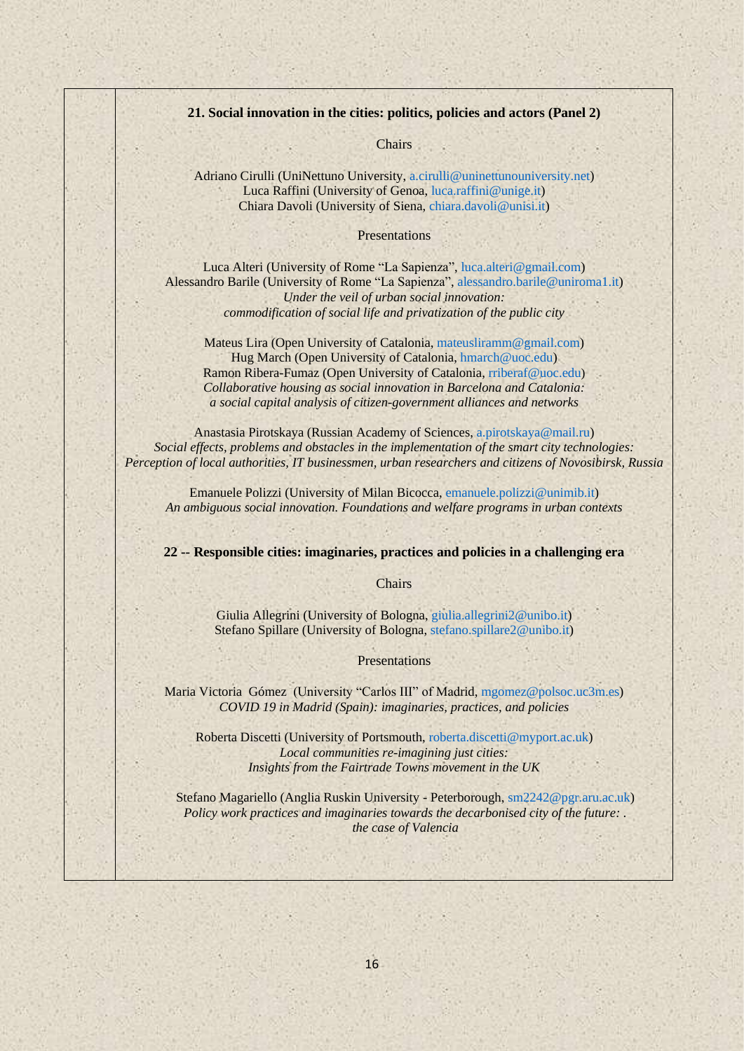**21. Social innovation in the cities: politics, policies and actors (Panel 2)**

Chairs

Adriano Cirulli (UniNettuno University, a.cirulli@uninettunouniversity.net)
Luca Raffini (University of Genoa, luca.raffini@unige.it)
Chiara Davoli (University of Siena, chiara.davoli@unisi.it)

Presentations

Luca Alteri (University of Rome "La Sapienza", luca.alteri@gmail.com)
Alessandro Barile (University of Rome "La Sapienza", alessandro.barile@uniroma1.it)
*Under the veil of urban social innovation:*
*commodification of social life and privatization of the public city*

Mateus Lira (Open University of Catalonia, mateusliramm@gmail.com)
Hug March (Open University of Catalonia, hmarch@uoc.edu)
Ramon Ribera-Fumaz (Open University of Catalonia, rriberaf@uoc.edu)
*Collaborative housing as social innovation in Barcelona and Catalonia:*
*a social capital analysis of citizen-government alliances and networks*

Anastasia Pirotskaya (Russian Academy of Sciences, a.pirotskaya@mail.ru)
*Social effects, problems and obstacles in the implementation of the smart city technologies:*
*Perception of local authorities, IT businessmen, urban researchers and citizens of Novosibirsk, Russia*

Emanuele Polizzi (University of Milan Bicocca, emanuele.polizzi@unimib.it)
*An ambiguous social innovation. Foundations and welfare programs in urban contexts*

**22 -- Responsible cities: imaginaries, practices and policies in a challenging era**

Chairs

Giulia Allegrini (University of Bologna, giulia.allegrini2@unibo.it)
Stefano Spillare (University of Bologna, stefano.spillare2@unibo.it)

Presentations

Maria Victoria Gómez (University "Carlos III" of Madrid, mgomez@polsoc.uc3m.es)
*COVID 19 in Madrid (Spain): imaginaries, practices, and policies*

Roberta Discetti (University of Portsmouth, roberta.discetti@myport.ac.uk)
*Local communities re-imagining just cities:*
*Insights from the Fairtrade Towns movement in the UK*

Stefano Magariello (Anglia Ruskin University - Peterborough, sm2242@pgr.aru.ac.uk)
*Policy work practices and imaginaries towards the decarbonised city of the future: .*
*the case of Valencia*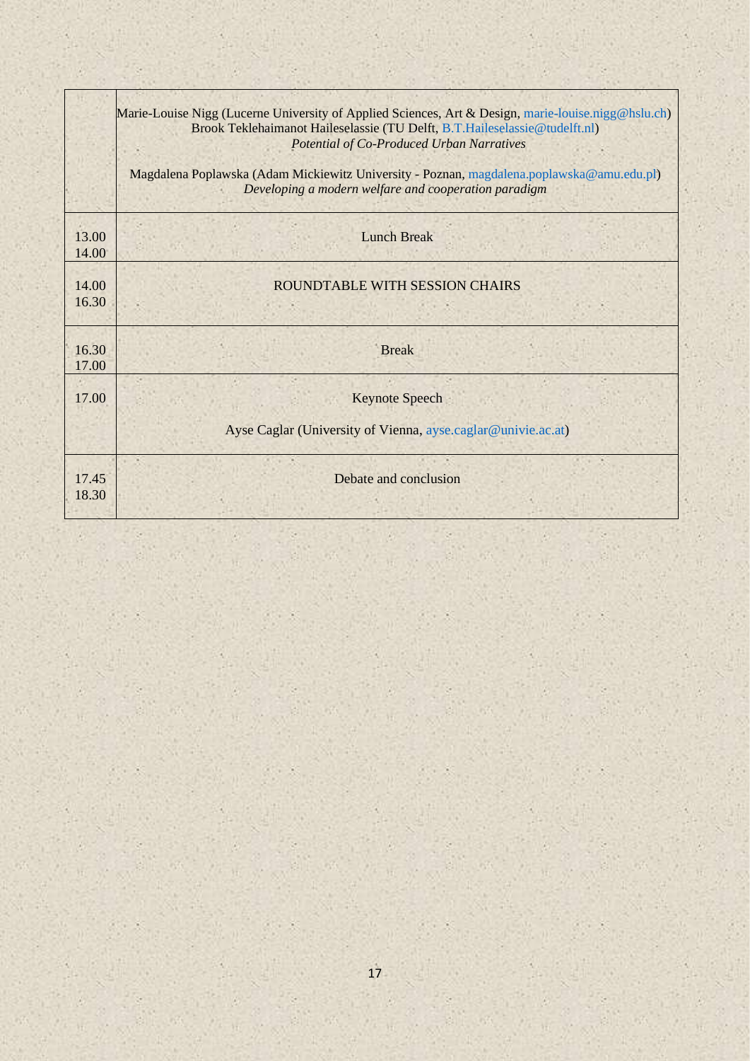| | |
|---|---|
| | Marie-Louise Nigg (Lucerne University of Applied Sciences, Art & Design, marie-louise.nigg@hslu.ch) Brook Teklehaimanot Haileselassie (TU Delft, B.T.Haileselassie@tudelft.nl) *Potential of Co-Produced Urban Narratives* <br><br> Magdalena Poplawska (Adam Mickiewitz University - Poznan, magdalena.poplawska@amu.edu.pl) *Developing a modern welfare and cooperation paradigm* |
| 13.00 14.00 | Lunch Break |
| 14.00 16.30 | ROUNDTABLE WITH SESSION CHAIRS |
| 16.30 17.00 | Break |
| 17.00 | Keynote Speech <br><br> Ayse Caglar (University of Vienna, ayse.caglar@univie.ac.at) |
| 17.45 18.30 | Debate and conclusion |